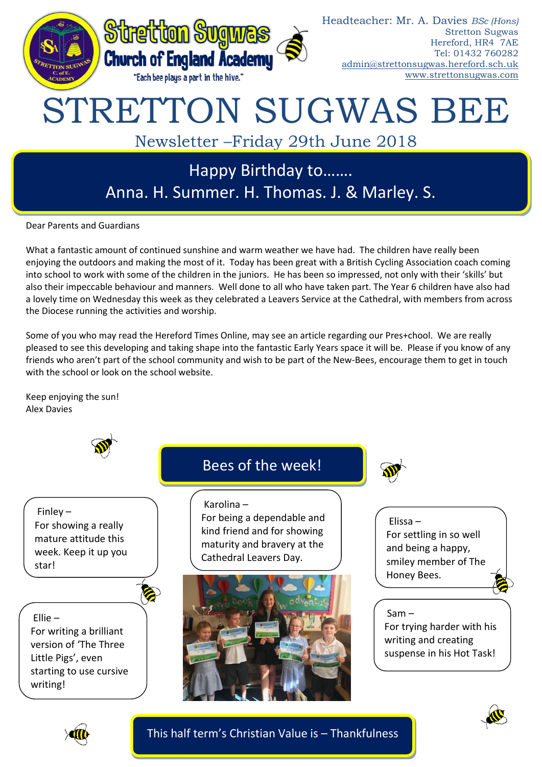Headteacher: Mr. A. Davies *BSc (Hons)*
Stretton Sugwas
Hereford, HR4 7AE
Tel: 01432 760282
admin@strettonsugwas.hereford.sch.uk
www.strettonsugwas.com

**Stretton Sugwas Church of England Academy**
"Each bee plays a part in the hive."

# STRETTON SUGWAS BEE

## Newsletter –Friday 29th June 2018

## Happy Birthday to……. Anna. H. Summer. H. Thomas. J. & Marley. S.

Dear Parents and Guardians

What a fantastic amount of continued sunshine and warm weather we have had. The children have really been enjoying the outdoors and making the most of it. Today has been great with a British Cycling Association coach coming into school to work with some of the children in the juniors. He has been so impressed, not only with their 'skills' but also their impeccable behaviour and manners. Well done to all who have taken part. The Year 6 children have also had a lovely time on Wednesday this week as they celebrated a Leavers Service at the Cathedral, with members from across the Diocese running the activities and worship.

Some of you who may read the Hereford Times Online, may see an article regarding our Pres+chool. We are really pleased to see this developing and taking shape into the fantastic Early Years space it will be. Please if you know of any friends who aren't part of the school community and wish to be part of the New-Bees, encourage them to get in touch with the school or look on the school website.

Keep enjoying the sun!
Alex Davies

## Bees of the week!

Finley – For showing a really mature attitude this week. Keep it up you star!

Karolina – For being a dependable and kind friend and for showing maturity and bravery at the Cathedral Leavers Day.

Elissa – For settling in so well and being a happy, smiley member of The Honey Bees.

Ellie – For writing a brilliant version of 'The Three Little Pigs', even starting to use cursive writing!

Sam – For trying harder with his writing and creating suspense in his Hot Task!

## This half term's Christian Value is – Thankfulness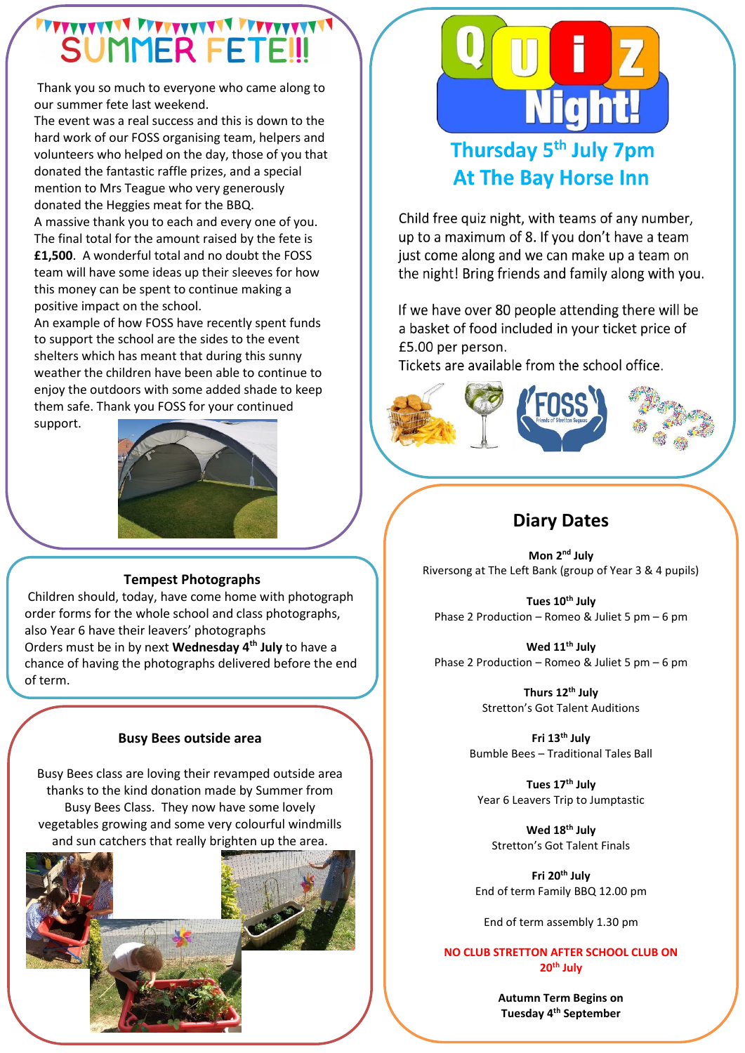# SUMMER FETE!!!

Thank you so much to everyone who came along to our summer fete last weekend.
The event was a real success and this is down to the hard work of our FOSS organising team, helpers and volunteers who helped on the day, those of you that donated the fantastic raffle prizes, and a special mention to Mrs Teague who very generously donated the Heggies meat for the BBQ.
A massive thank you to each and every one of you.
The final total for the amount raised by the fete is **£1,500**. A wonderful total and no doubt the FOSS team will have some ideas up their sleeves for how this money can be spent to continue making a positive impact on the school.
An example of how FOSS have recently spent funds to support the school are the sides to the event shelters which has meant that during this sunny weather the children have been able to continue to enjoy the outdoors with some added shade to keep them safe. Thank you FOSS for your continued support.

## Tempest Photographs

Children should, today, have come home with photograph order forms for the whole school and class photographs, also Year 6 have their leavers' photographs
Orders must be in by next **Wednesday 4th July** to have a chance of having the photographs delivered before the end of term.

## Busy Bees outside area

Busy Bees class are loving their revamped outside area thanks to the kind donation made by Summer from Busy Bees Class. They now have some lovely vegetables growing and some very colourful windmills and sun catchers that really brighten up the area.

# Quiz Night!

## Thursday 5th July 7pm
## At The Bay Horse Inn

Child free quiz night, with teams of any number, up to a maximum of 8. If you don't have a team just come along and we can make up a team on the night! Bring friends and family along with you.

If we have over 80 people attending there will be a basket of food included in your ticket price of £5.00 per person.
Tickets are available from the school office.

## Diary Dates

**Mon 2nd July**
Riversong at The Left Bank (group of Year 3 & 4 pupils)

**Tues 10th July**
Phase 2 Production – Romeo & Juliet 5 pm – 6 pm

**Wed 11th July**
Phase 2 Production – Romeo & Juliet 5 pm – 6 pm

**Thurs 12th July**
Stretton's Got Talent Auditions

**Fri 13th July**
Bumble Bees – Traditional Tales Ball

**Tues 17th July**
Year 6 Leavers Trip to Jumptastic

**Wed 18th July**
Stretton's Got Talent Finals

**Fri 20th July**
End of term Family BBQ 12.00 pm

End of term assembly 1.30 pm

**NO CLUB STRETTON AFTER SCHOOL CLUB ON 20th July**

**Autumn Term Begins on Tuesday 4th September**